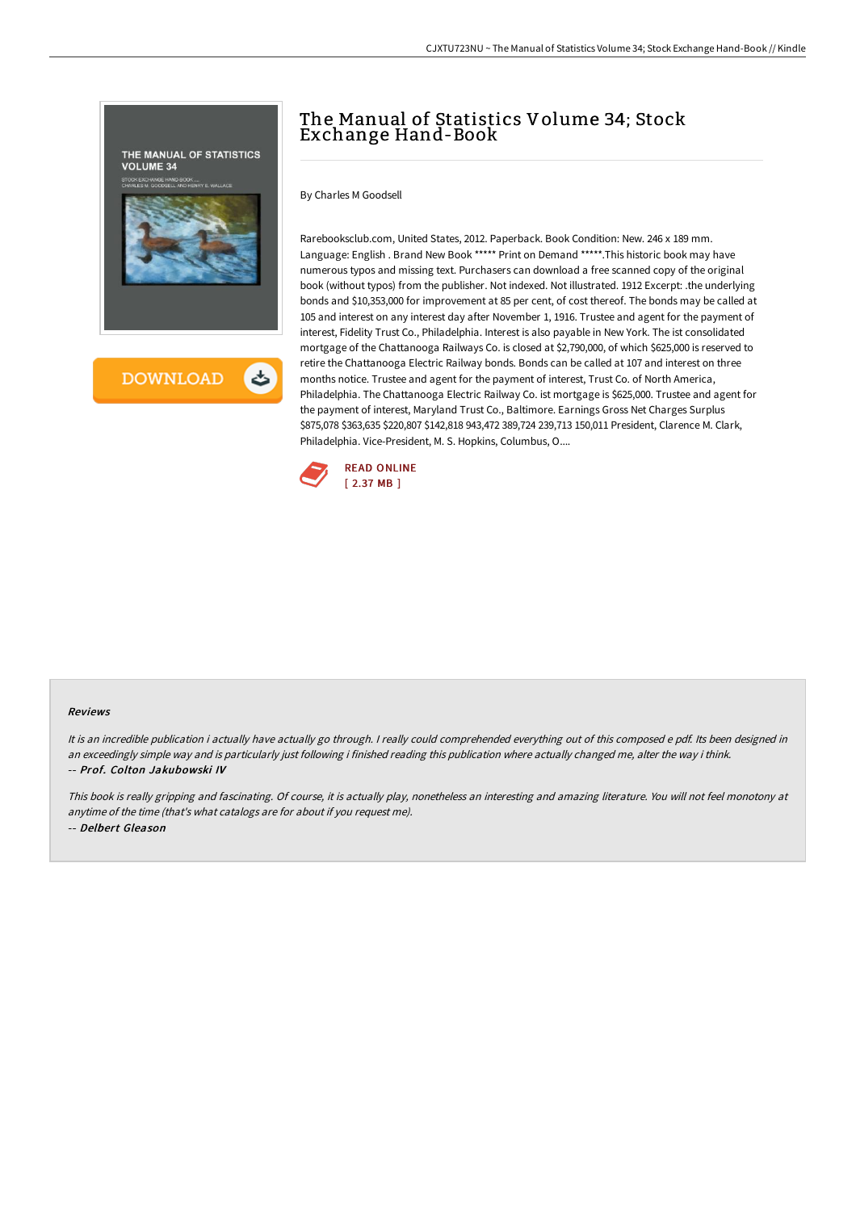# The Manual of Statistics Volume 34; Stock Exchange Hand-Book

By Charles M Goodsell

Rarebooksclub.com, United States, 2012. Paperback. Book Condition: New. 246 x 189 mm. Language: English . Brand New Book ***** Print on Demand *****.This historic book may have numerous typos and missing text. Purchasers can download a free scanned copy of the original book (without typos) from the publisher. Not indexed. Not illustrated. 1912 Excerpt: .the underlying bonds and $10,353,000 for improvement at 85 per cent, of cost thereof. The bonds may be called at 105 and interest on any interest day after November 1, 1916. Trustee and agent for the payment of interest, Fidelity Trust Co., Philadelphia. Interest is also payable in New York. The ist consolidated mortgage of the Chattanooga Railways Co. is closed at $2,790,000, of which $625,000 is reserved to retire the Chattanooga Electric Railway bonds. Bonds can be called at 107 and interest on three months notice. Trustee and agent for the payment of interest, Trust Co. of North America, Philadelphia. The Chattanooga Electric Railway Co. ist mortgage is $625,000. Trustee and agent for the payment of interest, Maryland Trust Co., Baltimore. Earnings Gross Net Charges Surplus $875,078 $363,635 $220,807 $142,818 943,472 389,724 239,713 150,011 President, Clarence M. Clark, Philadelphia. Vice-President, M. S. Hopkins, Columbus, O....

READ ONLINE
[ 2.37 MB ]

#### Reviews

*It is an incredible publication i actually have actually go through. I really could comprehended everything out of this composed e pdf. Its been designed in an exceedingly simple way and is particularly just following i finished reading this publication where actually changed me, alter the way i think.*
-- ***Prof. Colton Jakubowski IV***

*This book is really gripping and fascinating. Of course, it is actually play, nonetheless an interesting and amazing literature. You will not feel monotony at anytime of the time (that's what catalogs are for about if you request me).*
-- ***Delbert Gleason***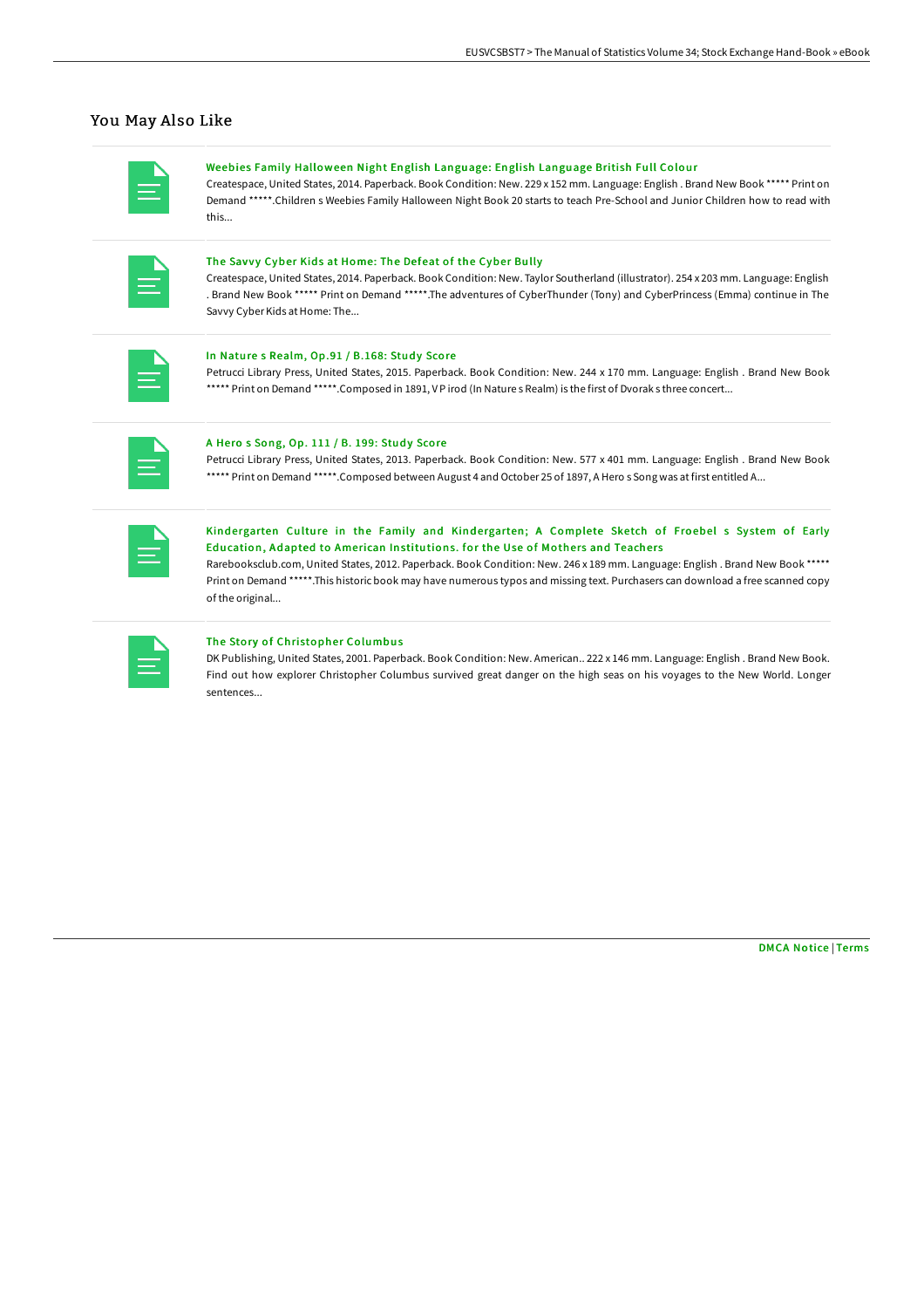## You May Also Like

### Weebies Family Halloween Night English Language: English Language British Full Colour

Createspace, United States, 2014. Paperback. Book Condition: New. 229 x 152 mm. Language: English . Brand New Book ***** Print on Demand *****.Children s Weebies Family Halloween Night Book 20 starts to teach Pre-School and Junior Children how to read with this...

### The Savvy Cyber Kids at Home: The Defeat of the Cyber Bully

Createspace, United States, 2014. Paperback. Book Condition: New. Taylor Southerland (illustrator). 254 x 203 mm. Language: English . Brand New Book ***** Print on Demand *****.The adventures of CyberThunder (Tony) and CyberPrincess (Emma) continue in The Savvy Cyber Kids at Home: The...

### In Nature s Realm, Op.91 / B.168: Study Score

Petrucci Library Press, United States, 2015. Paperback. Book Condition: New. 244 x 170 mm. Language: English . Brand New Book ***** Print on Demand *****.Composed in 1891, V P irod (In Nature s Realm) is the first of Dvorak s three concert...

### A Hero s Song, Op. 111 / B. 199: Study Score

Petrucci Library Press, United States, 2013. Paperback. Book Condition: New. 577 x 401 mm. Language: English . Brand New Book ***** Print on Demand *****.Composed between August 4 and October 25 of 1897, A Hero s Song was at first entitled A...

### Kindergarten Culture in the Family and Kindergarten; A Complete Sketch of Froebel s System of Early Education, Adapted to American Institutions. for the Use of Mothers and Teachers

Rarebooksclub.com, United States, 2012. Paperback. Book Condition: New. 246 x 189 mm. Language: English . Brand New Book ***** Print on Demand *****.This historic book may have numerous typos and missing text. Purchasers can download a free scanned copy of the original...

### The Story of Christopher Columbus

DK Publishing, United States, 2001. Paperback. Book Condition: New. American.. 222 x 146 mm. Language: English . Brand New Book. Find out how explorer Christopher Columbus survived great danger on the high seas on his voyages to the New World. Longer sentences...